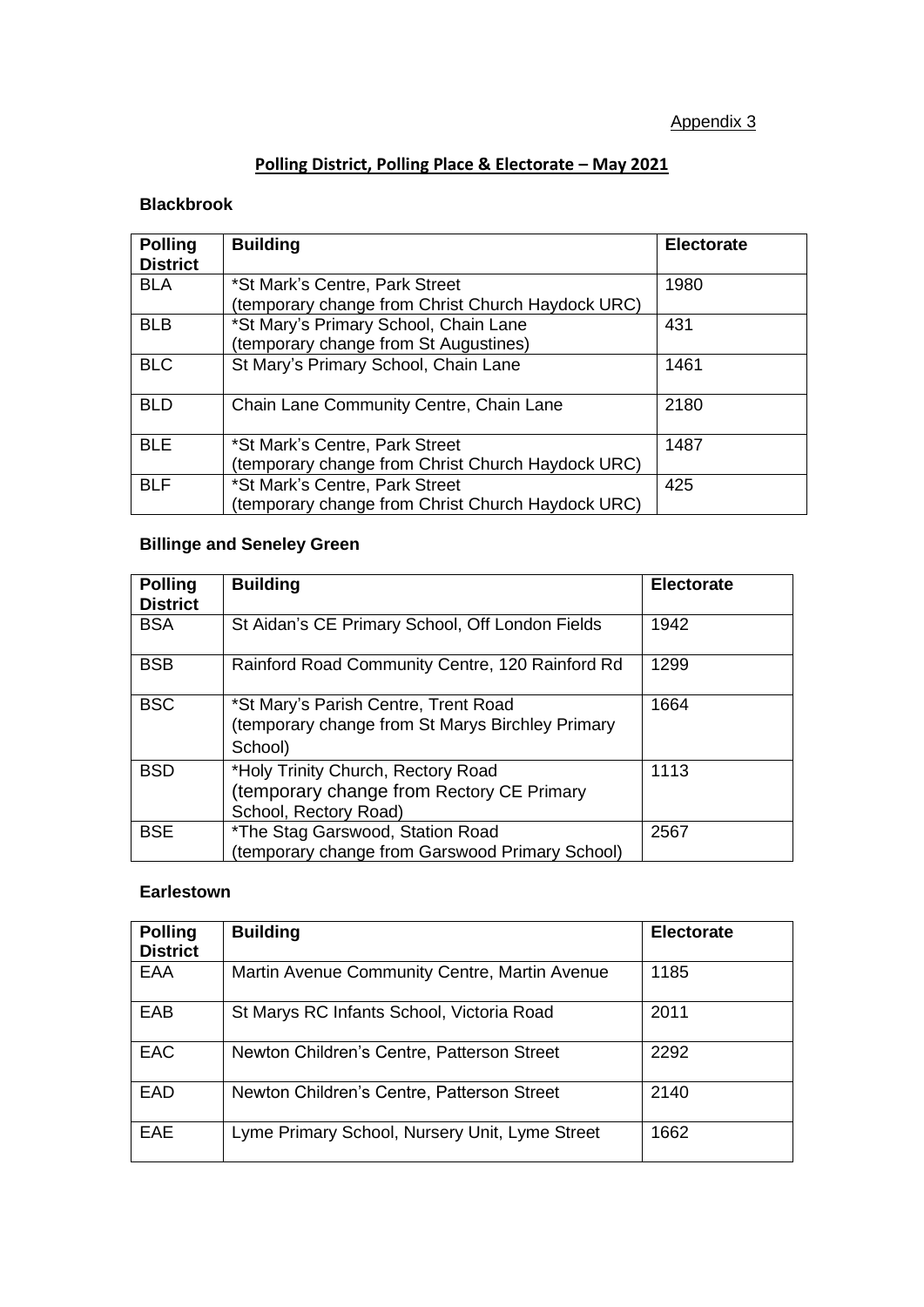Appendix 3

## Polling District, Polling Place & Electorate – May 2021

### Blackbrook

| Polling District | Building | Electorate |
|---|---|---|
| BLA | *St Mark's Centre, Park Street (temporary change from Christ Church Haydock URC) | 1980 |
| BLB | *St Mary's Primary School, Chain Lane (temporary change from St Augustines) | 431 |
| BLC | St Mary's Primary School, Chain Lane | 1461 |
| BLD | Chain Lane Community Centre, Chain Lane | 2180 |
| BLE | *St Mark's Centre, Park Street (temporary change from Christ Church Haydock URC) | 1487 |
| BLF | *St Mark's Centre, Park Street (temporary change from Christ Church Haydock URC) | 425 |

### Billinge and Seneley Green

| Polling District | Building | Electorate |
|---|---|---|
| BSA | St Aidan's CE Primary School, Off London Fields | 1942 |
| BSB | Rainford Road Community Centre, 120 Rainford Rd | 1299 |
| BSC | *St Mary's Parish Centre, Trent Road (temporary change from St Marys Birchley Primary School) | 1664 |
| BSD | *Holy Trinity Church, Rectory Road (temporary change from Rectory CE Primary School, Rectory Road) | 1113 |
| BSE | *The Stag Garswood, Station Road (temporary change from Garswood Primary School) | 2567 |

### Earlestown

| Polling District | Building | Electorate |
|---|---|---|
| EAA | Martin Avenue Community Centre, Martin Avenue | 1185 |
| EAB | St Marys RC Infants School, Victoria Road | 2011 |
| EAC | Newton Children's Centre, Patterson Street | 2292 |
| EAD | Newton Children's Centre, Patterson Street | 2140 |
| EAE | Lyme Primary School, Nursery Unit, Lyme Street | 1662 |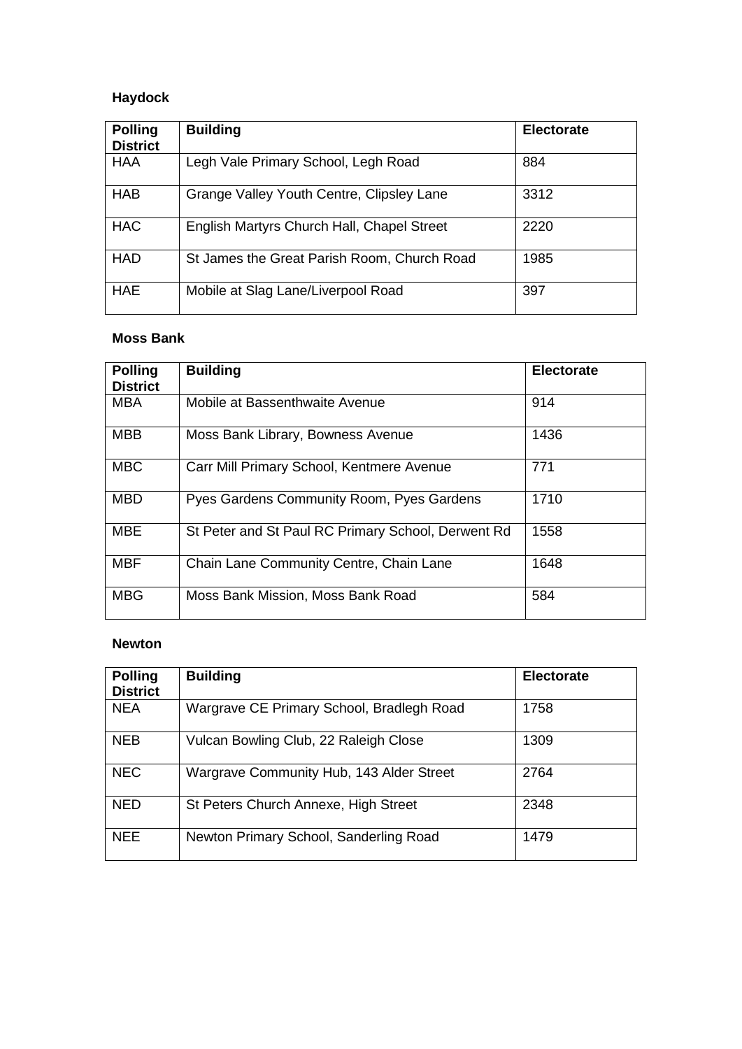**Haydock**

| Polling District | Building | Electorate |
|---|---|---|
| HAA | Legh Vale Primary School, Legh Road | 884 |
| HAB | Grange Valley Youth Centre, Clipsley Lane | 3312 |
| HAC | English Martyrs Church Hall, Chapel Street | 2220 |
| HAD | St James the Great Parish Room, Church Road | 1985 |
| HAE | Mobile at Slag Lane/Liverpool Road | 397 |

**Moss Bank**

| Polling District | Building | Electorate |
|---|---|---|
| MBA | Mobile at Bassenthwaite Avenue | 914 |
| MBB | Moss Bank Library, Bowness Avenue | 1436 |
| MBC | Carr Mill Primary School, Kentmere Avenue | 771 |
| MBD | Pyes Gardens Community Room, Pyes Gardens | 1710 |
| MBE | St Peter and St Paul RC Primary School, Derwent Rd | 1558 |
| MBF | Chain Lane Community Centre, Chain Lane | 1648 |
| MBG | Moss Bank Mission, Moss Bank Road | 584 |

**Newton**

| Polling District | Building | Electorate |
|---|---|---|
| NEA | Wargrave CE Primary School, Bradlegh Road | 1758 |
| NEB | Vulcan Bowling Club, 22 Raleigh Close | 1309 |
| NEC | Wargrave Community Hub, 143 Alder Street | 2764 |
| NED | St Peters Church Annexe, High Street | 2348 |
| NEE | Newton Primary School, Sanderling Road | 1479 |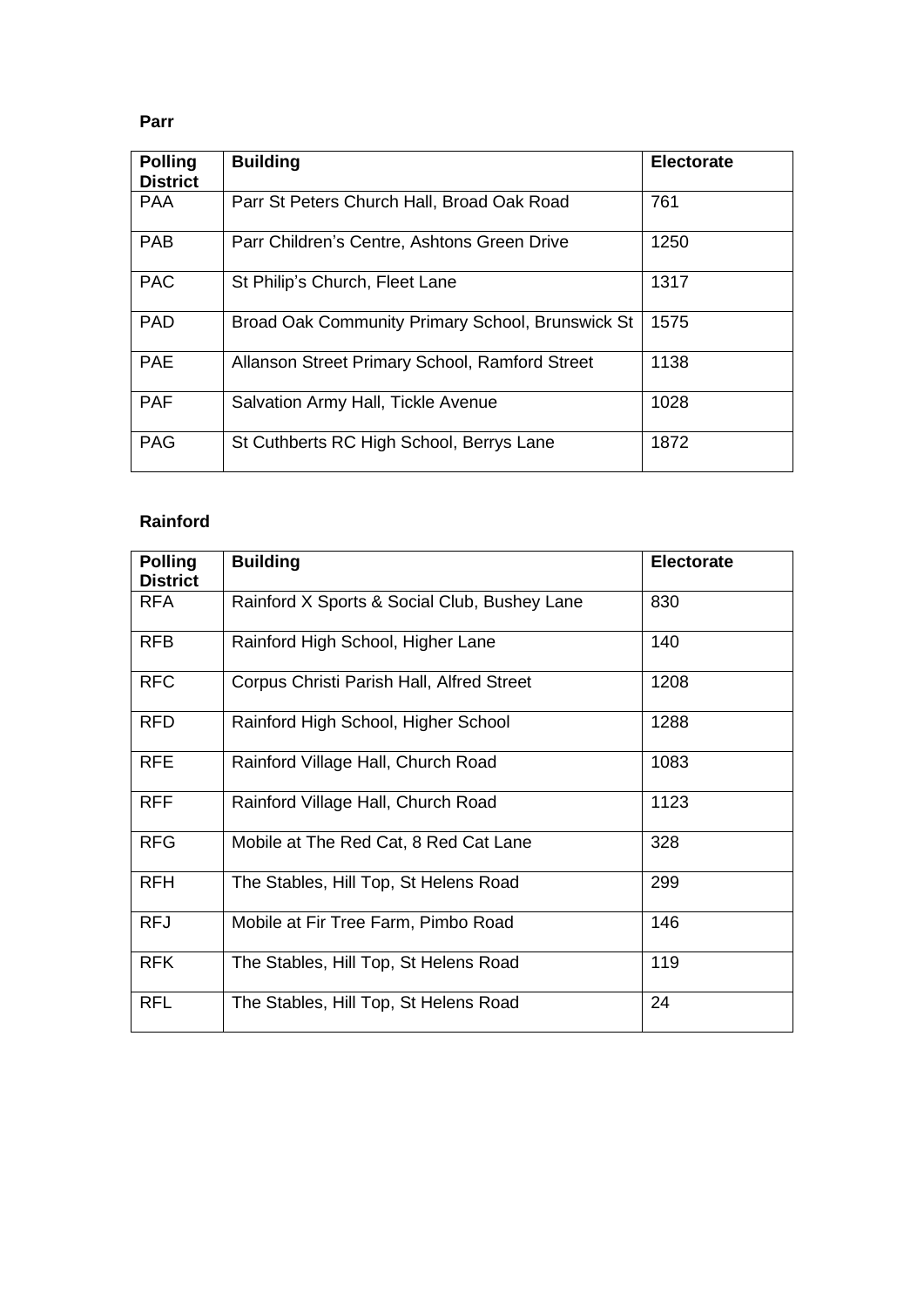**Parr**

| Polling District | Building | Electorate |
|---|---|---|
| PAA | Parr St Peters Church Hall, Broad Oak Road | 761 |
| PAB | Parr Children’s Centre, Ashtons Green Drive | 1250 |
| PAC | St Philip’s Church, Fleet Lane | 1317 |
| PAD | Broad Oak Community Primary School, Brunswick St | 1575 |
| PAE | Allanson Street Primary School, Ramford Street | 1138 |
| PAF | Salvation Army Hall, Tickle Avenue | 1028 |
| PAG | St Cuthberts RC High School, Berrys Lane | 1872 |

**Rainford**

| Polling District | Building | Electorate |
|---|---|---|
| RFA | Rainford X Sports & Social Club, Bushey Lane | 830 |
| RFB | Rainford High School, Higher Lane | 140 |
| RFC | Corpus Christi Parish Hall, Alfred Street | 1208 |
| RFD | Rainford High School, Higher School | 1288 |
| RFE | Rainford Village Hall, Church Road | 1083 |
| RFF | Rainford Village Hall, Church Road | 1123 |
| RFG | Mobile at The Red Cat, 8 Red Cat Lane | 328 |
| RFH | The Stables, Hill Top, St Helens Road | 299 |
| RFJ | Mobile at Fir Tree Farm, Pimbo Road | 146 |
| RFK | The Stables, Hill Top, St Helens Road | 119 |
| RFL | The Stables, Hill Top, St Helens Road | 24 |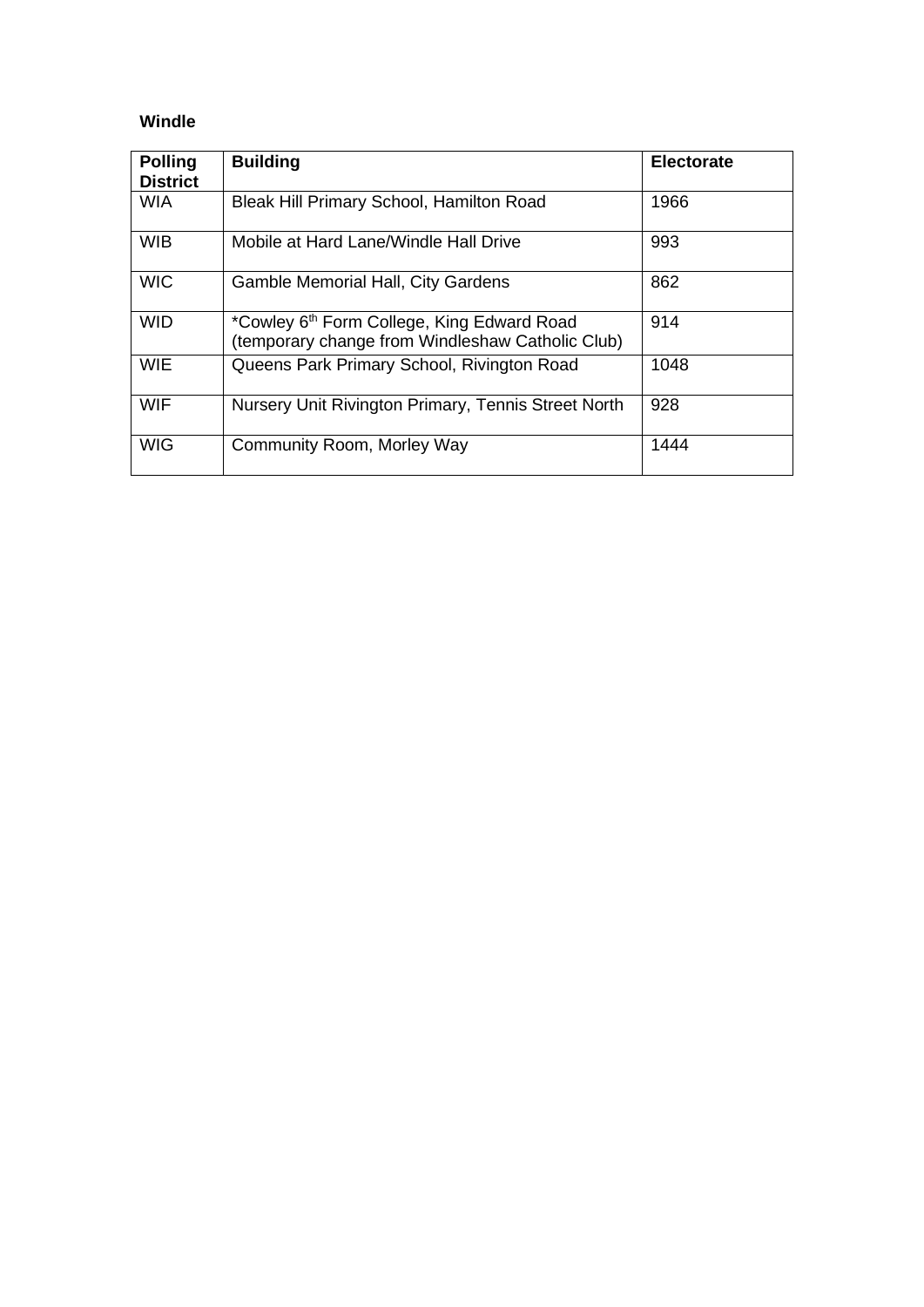**Windle**

| Polling District | Building | Electorate |
|---|---|---|
| WIA | Bleak Hill Primary School, Hamilton Road | 1966 |
| WIB | Mobile at Hard Lane/Windle Hall Drive | 993 |
| WIC | Gamble Memorial Hall, City Gardens | 862 |
| WID | *Cowley 6th Form College, King Edward Road (temporary change from Windleshaw Catholic Club) | 914 |
| WIE | Queens Park Primary School, Rivington Road | 1048 |
| WIF | Nursery Unit Rivington Primary, Tennis Street North | 928 |
| WIG | Community Room, Morley Way | 1444 |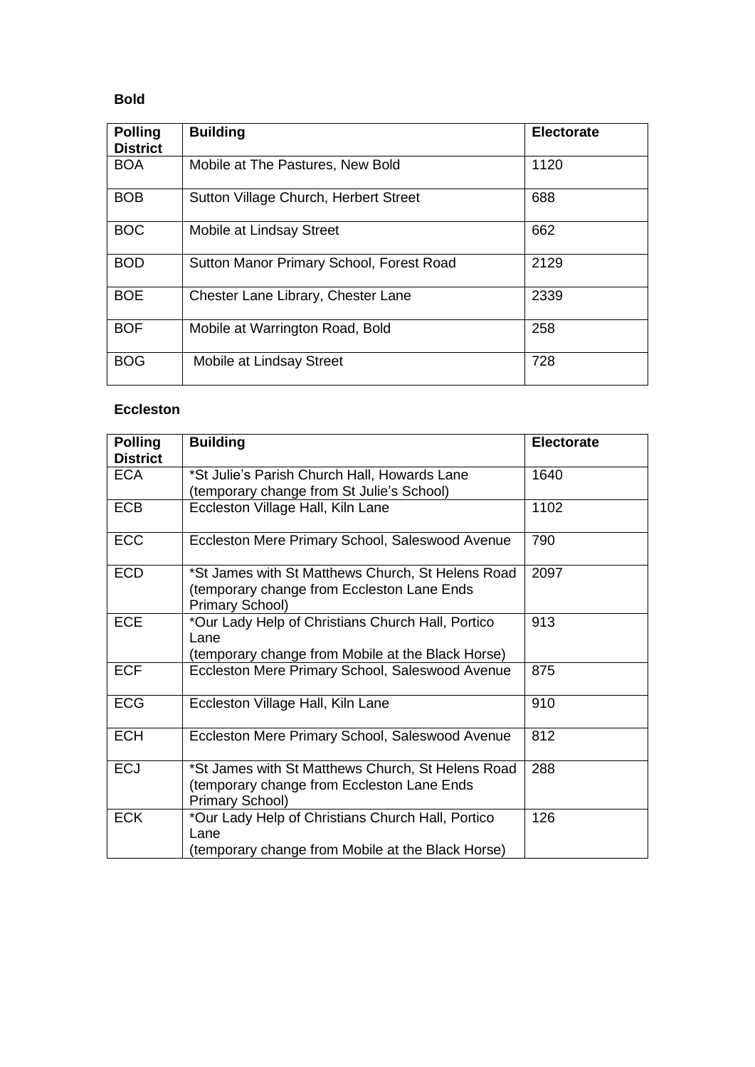**Bold**

| Polling District | Building | Electorate |
|---|---|---|
| BOA | Mobile at The Pastures, New Bold | 1120 |
| BOB | Sutton Village Church, Herbert Street | 688 |
| BOC | Mobile at Lindsay Street | 662 |
| BOD | Sutton Manor Primary School, Forest Road | 2129 |
| BOE | Chester Lane Library, Chester Lane | 2339 |
| BOF | Mobile at Warrington Road, Bold | 258 |
| BOG | Mobile at Lindsay Street | 728 |

**Eccleston**

| Polling District | Building | Electorate |
|---|---|---|
| ECA | *St Julie's Parish Church Hall, Howards Lane (temporary change from St Julie's School) | 1640 |
| ECB | Eccleston Village Hall, Kiln Lane | 1102 |
| ECC | Eccleston Mere Primary School, Saleswood Avenue | 790 |
| ECD | *St James with St Matthews Church, St Helens Road (temporary change from Eccleston Lane Ends Primary School) | 2097 |
| ECE | *Our Lady Help of Christians Church Hall, Portico Lane (temporary change from Mobile at the Black Horse) | 913 |
| ECF | Eccleston Mere Primary School, Saleswood Avenue | 875 |
| ECG | Eccleston Village Hall, Kiln Lane | 910 |
| ECH | Eccleston Mere Primary School, Saleswood Avenue | 812 |
| ECJ | *St James with St Matthews Church, St Helens Road (temporary change from Eccleston Lane Ends Primary School) | 288 |
| ECK | *Our Lady Help of Christians Church Hall, Portico Lane (temporary change from Mobile at the Black Horse) | 126 |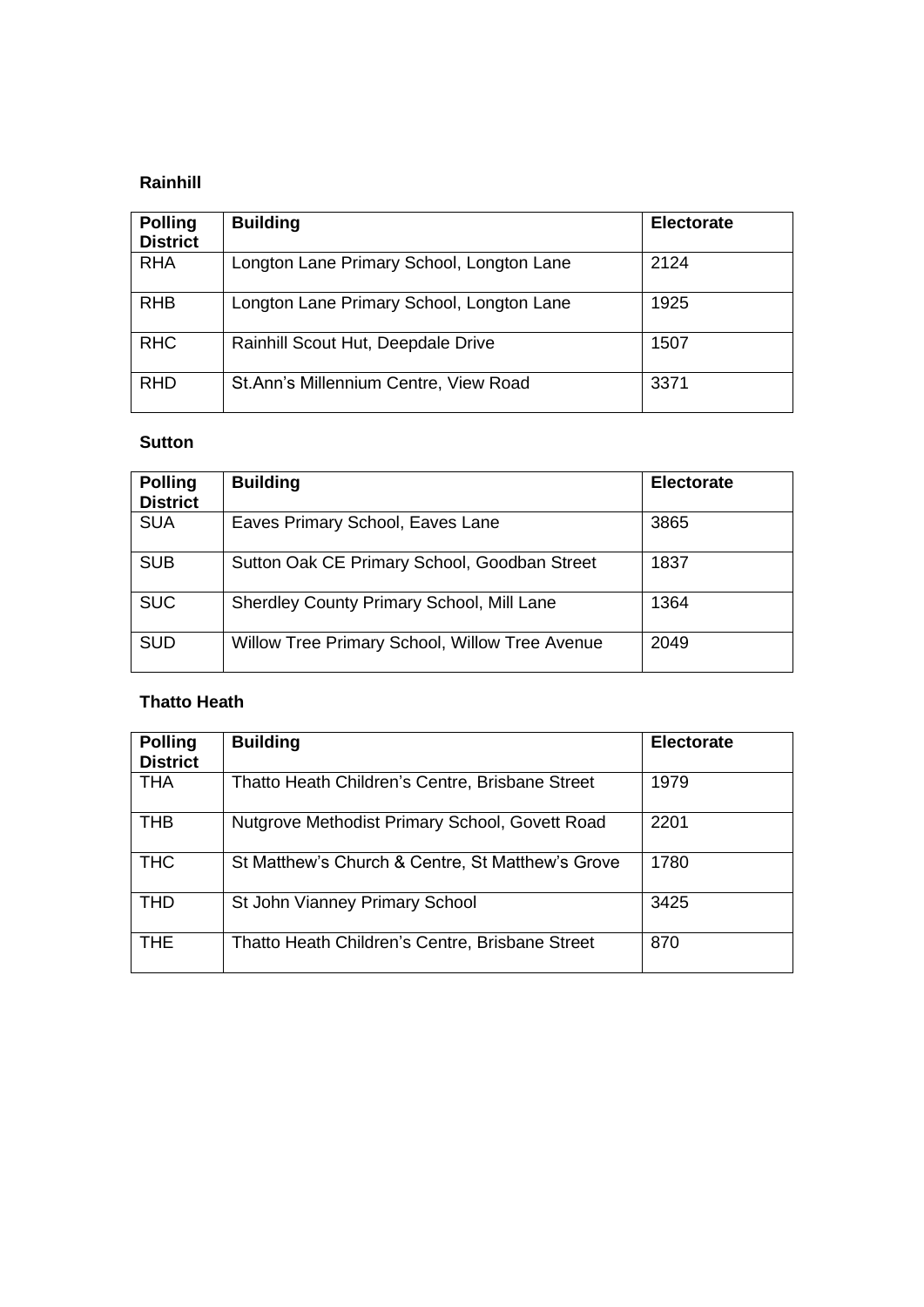**Rainhill**

| Polling District | Building | Electorate |
|---|---|---|
| RHA | Longton Lane Primary School, Longton Lane | 2124 |
| RHB | Longton Lane Primary School, Longton Lane | 1925 |
| RHC | Rainhill Scout Hut, Deepdale Drive | 1507 |
| RHD | St.Ann's Millennium Centre, View Road | 3371 |

**Sutton**

| Polling District | Building | Electorate |
|---|---|---|
| SUA | Eaves Primary School, Eaves Lane | 3865 |
| SUB | Sutton Oak CE Primary School, Goodban Street | 1837 |
| SUC | Sherdley County Primary School, Mill Lane | 1364 |
| SUD | Willow Tree Primary School, Willow Tree Avenue | 2049 |

**Thatto Heath**

| Polling District | Building | Electorate |
|---|---|---|
| THA | Thatto Heath Children's Centre, Brisbane Street | 1979 |
| THB | Nutgrove Methodist Primary School, Govett Road | 2201 |
| THC | St Matthew's Church & Centre, St Matthew's Grove | 1780 |
| THD | St John Vianney Primary School | 3425 |
| THE | Thatto Heath Children's Centre, Brisbane Street | 870 |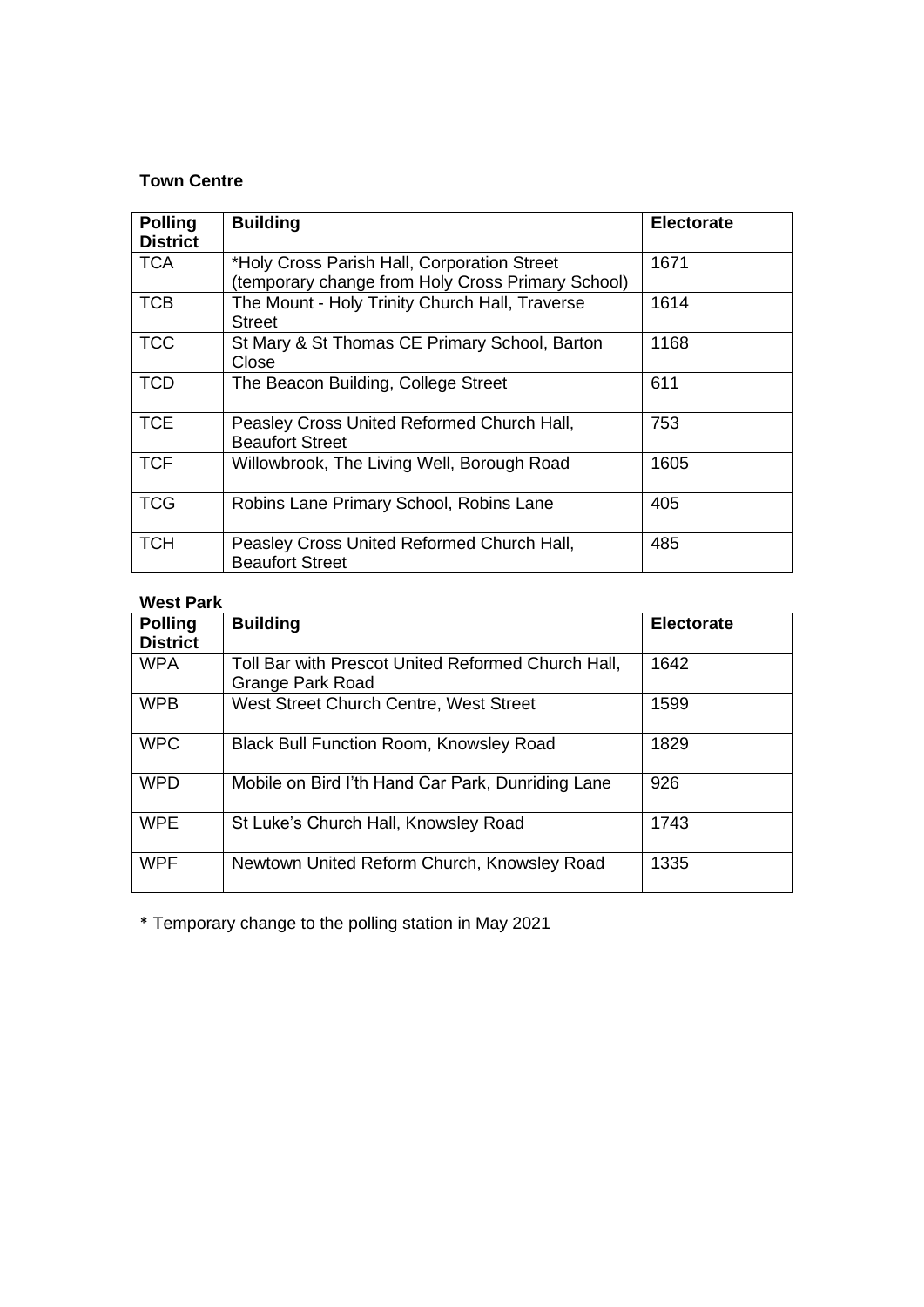**Town Centre**

| Polling District | Building | Electorate |
|---|---|---|
| TCA | *Holy Cross Parish Hall, Corporation Street (temporary change from Holy Cross Primary School) | 1671 |
| TCB | The Mount - Holy Trinity Church Hall, Traverse Street | 1614 |
| TCC | St Mary & St Thomas CE Primary School, Barton Close | 1168 |
| TCD | The Beacon Building, College Street | 611 |
| TCE | Peasley Cross United Reformed Church Hall, Beaufort Street | 753 |
| TCF | Willowbrook, The Living Well, Borough Road | 1605 |
| TCG | Robins Lane Primary School, Robins Lane | 405 |
| TCH | Peasley Cross United Reformed Church Hall, Beaufort Street | 485 |

**West Park**

| Polling District | Building | Electorate |
|---|---|---|
| WPA | Toll Bar with Prescot United Reformed Church Hall, Grange Park Road | 1642 |
| WPB | West Street Church Centre, West Street | 1599 |
| WPC | Black Bull Function Room, Knowsley Road | 1829 |
| WPD | Mobile on Bird I'th Hand Car Park, Dunriding Lane | 926 |
| WPE | St Luke's Church Hall, Knowsley Road | 1743 |
| WPF | Newtown United Reform Church, Knowsley Road | 1335 |

* Temporary change to the polling station in May 2021